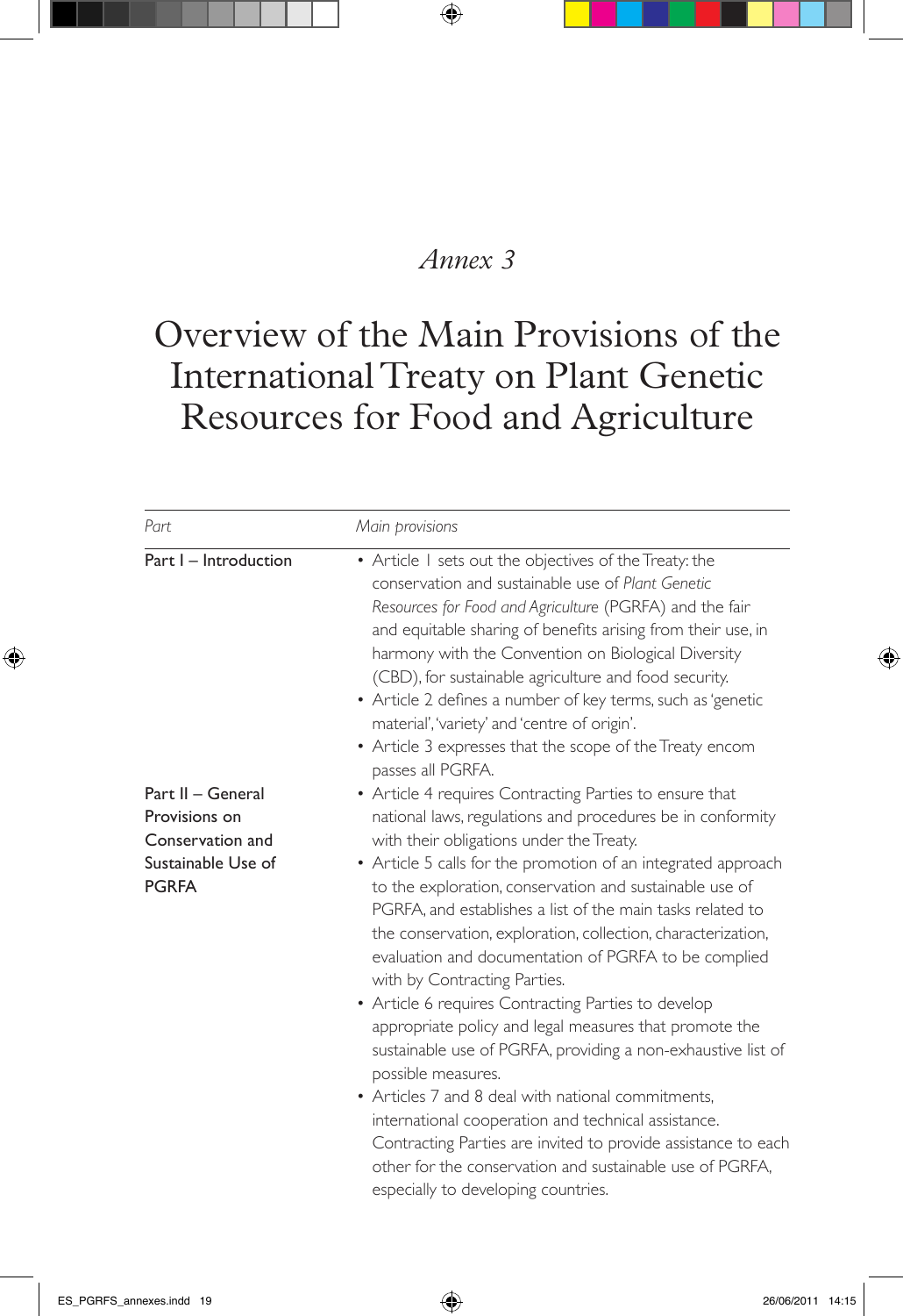*Annex 3*

# Overview of the Main Provisions of the International Treaty on Plant Genetic Resources for Food and Agriculture

| *Part* | *Main provisions* |
|---|---|
| Part I – Introduction | • Article 1 sets out the objectives of the Treaty: the conservation and sustainable use of *Plant Genetic Resources for Food and Agriculture* (PGRFA) and the fair and equitable sharing of benefits arising from their use, in harmony with the Convention on Biological Diversity (CBD), for sustainable agriculture and food security.<br>• Article 2 defines a number of key terms, such as 'genetic material', 'variety' and 'centre of origin'.<br>• Article 3 expresses that the scope of the Treaty encompasses all PGRFA. |
| Part II – General Provisions on Conservation and Sustainable Use of PGRFA | • Article 4 requires Contracting Parties to ensure that national laws, regulations and procedures be in conformity with their obligations under the Treaty.<br>• Article 5 calls for the promotion of an integrated approach to the exploration, conservation and sustainable use of PGRFA, and establishes a list of the main tasks related to the conservation, exploration, collection, characterization, evaluation and documentation of PGRFA to be complied with by Contracting Parties.<br>• Article 6 requires Contracting Parties to develop appropriate policy and legal measures that promote the sustainable use of PGRFA, providing a non-exhaustive list of possible measures.<br>• Articles 7 and 8 deal with national commitments, international cooperation and technical assistance. Contracting Parties are invited to provide assistance to each other for the conservation and sustainable use of PGRFA, especially to developing countries. |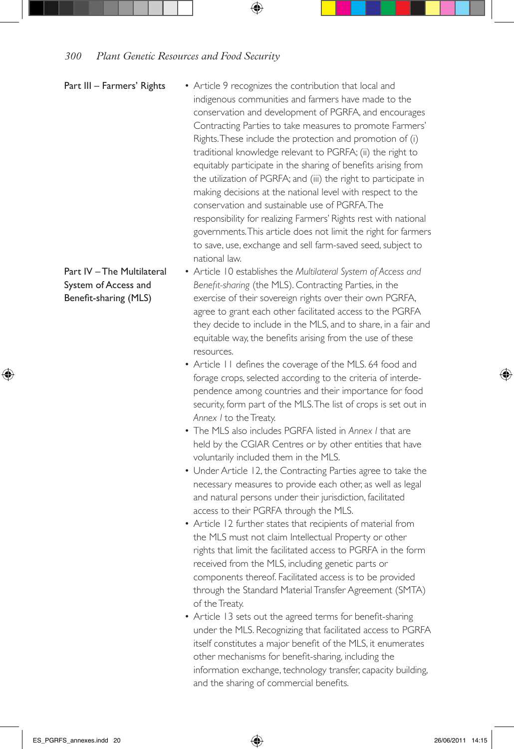| | |
|---|---|
| Part III – Farmers' Rights | • Article 9 recognizes the contribution that local and indigenous communities and farmers have made to the conservation and development of PGRFA, and encourages Contracting Parties to take measures to promote Farmers' Rights. These include the protection and promotion of (i) traditional knowledge relevant to PGRFA; (ii) the right to equitably participate in the sharing of benefits arising from the utilization of PGRFA; and (iii) the right to participate in making decisions at the national level with respect to the conservation and sustainable use of PGRFA. The responsibility for realizing Farmers' Rights rest with national governments. This article does not limit the right for farmers to save, use, exchange and sell farm-saved seed, subject to national law. |
| Part IV – The Multilateral System of Access and Benefit-sharing (MLS) | • Article 10 establishes the *Multilateral System of Access and Benefit-sharing* (the MLS). Contracting Parties, in the exercise of their sovereign rights over their own PGRFA, agree to grant each other facilitated access to the PGRFA they decide to include in the MLS, and to share, in a fair and equitable way, the benefits arising from the use of these resources.<br>• Article 11 defines the coverage of the MLS. 64 food and forage crops, selected according to the criteria of interdependence among countries and their importance for food security, form part of the MLS. The list of crops is set out in *Annex I* to the Treaty.<br>• The MLS also includes PGRFA listed in *Annex I* that are held by the CGIAR Centres or by other entities that have voluntarily included them in the MLS.<br>• Under Article 12, the Contracting Parties agree to take the necessary measures to provide each other, as well as legal and natural persons under their jurisdiction, facilitated access to their PGRFA through the MLS.<br>• Article 12 further states that recipients of material from the MLS must not claim Intellectual Property or other rights that limit the facilitated access to PGRFA in the form received from the MLS, including genetic parts or components thereof. Facilitated access is to be provided through the Standard Material Transfer Agreement (SMTA) of the Treaty.<br>• Article 13 sets out the agreed terms for benefit-sharing under the MLS. Recognizing that facilitated access to PGRFA itself constitutes a major benefit of the MLS, it enumerates other mechanisms for benefit-sharing, including the information exchange, technology transfer, capacity building, and the sharing of commercial benefits. |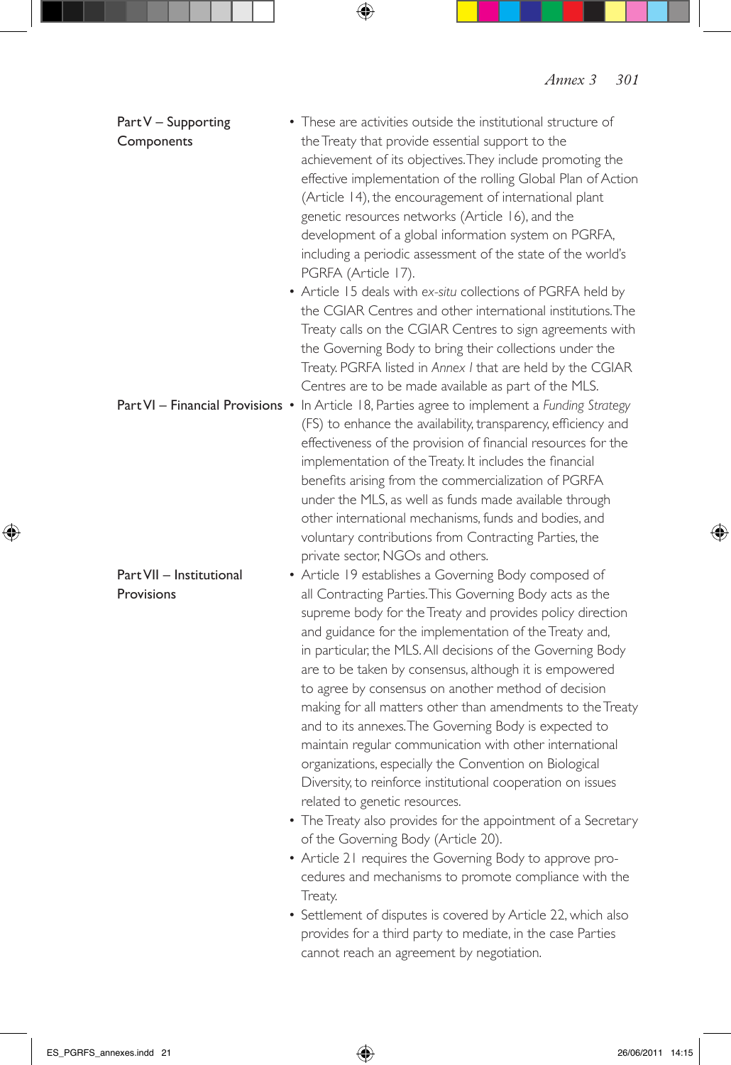| | |
|---|---|
| Part V – Supporting Components | • These are activities outside the institutional structure of the Treaty that provide essential support to the achievement of its objectives. They include promoting the effective implementation of the rolling Global Plan of Action (Article 14), the encouragement of international plant genetic resources networks (Article 16), and the development of a global information system on PGRFA, including a periodic assessment of the state of the world's PGRFA (Article 17).<br>• Article 15 deals with *ex-situ* collections of PGRFA held by the CGIAR Centres and other international institutions. The Treaty calls on the CGIAR Centres to sign agreements with the Governing Body to bring their collections under the Treaty. PGRFA listed in *Annex I* that are held by the CGIAR Centres are to be made available as part of the MLS. |
| Part VI – Financial Provisions | • In Article 18, Parties agree to implement a *Funding Strategy* (FS) to enhance the availability, transparency, efficiency and effectiveness of the provision of financial resources for the implementation of the Treaty. It includes the financial benefits arising from the commercialization of PGRFA under the MLS, as well as funds made available through other international mechanisms, funds and bodies, and voluntary contributions from Contracting Parties, the private sector, NGOs and others. |
| Part VII – Institutional Provisions | • Article 19 establishes a Governing Body composed of all Contracting Parties. This Governing Body acts as the supreme body for the Treaty and provides policy direction and guidance for the implementation of the Treaty and, in particular, the MLS. All decisions of the Governing Body are to be taken by consensus, although it is empowered to agree by consensus on another method of decision making for all matters other than amendments to the Treaty and to its annexes. The Governing Body is expected to maintain regular communication with other international organizations, especially the Convention on Biological Diversity, to reinforce institutional cooperation on issues related to genetic resources.<br>• The Treaty also provides for the appointment of a Secretary of the Governing Body (Article 20).<br>• Article 21 requires the Governing Body to approve procedures and mechanisms to promote compliance with the Treaty.<br>• Settlement of disputes is covered by Article 22, which also provides for a third party to mediate, in the case Parties cannot reach an agreement by negotiation. |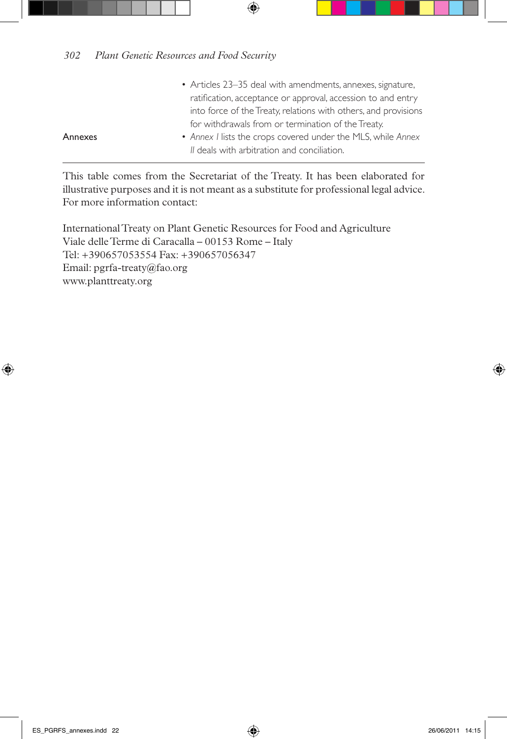| | |
|---|---|
| | • Articles 23–35 deal with amendments, annexes, signature, ratification, acceptance or approval, accession to and entry into force of the Treaty, relations with others, and provisions for withdrawals from or termination of the Treaty. |
| Annexes | • *Annex I* lists the crops covered under the MLS, while *Annex II* deals with arbitration and conciliation. |

This table comes from the Secretariat of the Treaty. It has been elaborated for illustrative purposes and it is not meant as a substitute for professional legal advice. For more information contact:

International Treaty on Plant Genetic Resources for Food and Agriculture
Viale delle Terme di Caracalla – 00153 Rome – Italy
Tel: +390657053554 Fax: +390657056347
Email: pgrfa-treaty@fao.org
www.planttreaty.org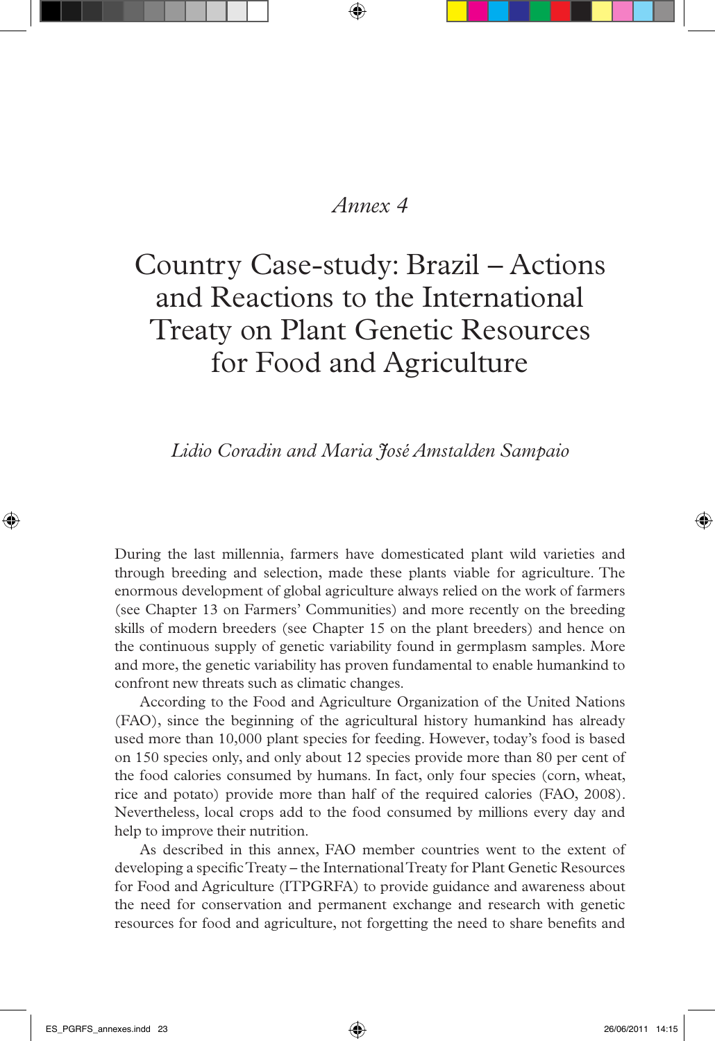*Annex 4*

# Country Case-study: Brazil – Actions and Reactions to the International Treaty on Plant Genetic Resources for Food and Agriculture

*Lidio Coradin and Maria José Amstalden Sampaio*

During the last millennia, farmers have domesticated plant wild varieties and through breeding and selection, made these plants viable for agriculture. The enormous development of global agriculture always relied on the work of farmers (see Chapter 13 on Farmers' Communities) and more recently on the breeding skills of modern breeders (see Chapter 15 on the plant breeders) and hence on the continuous supply of genetic variability found in germplasm samples. More and more, the genetic variability has proven fundamental to enable humankind to confront new threats such as climatic changes.

According to the Food and Agriculture Organization of the United Nations (FAO), since the beginning of the agricultural history humankind has already used more than 10,000 plant species for feeding. However, today's food is based on 150 species only, and only about 12 species provide more than 80 per cent of the food calories consumed by humans. In fact, only four species (corn, wheat, rice and potato) provide more than half of the required calories (FAO, 2008). Nevertheless, local crops add to the food consumed by millions every day and help to improve their nutrition.

As described in this annex, FAO member countries went to the extent of developing a specific Treaty – the International Treaty for Plant Genetic Resources for Food and Agriculture (ITPGRFA) to provide guidance and awareness about the need for conservation and permanent exchange and research with genetic resources for food and agriculture, not forgetting the need to share benefits and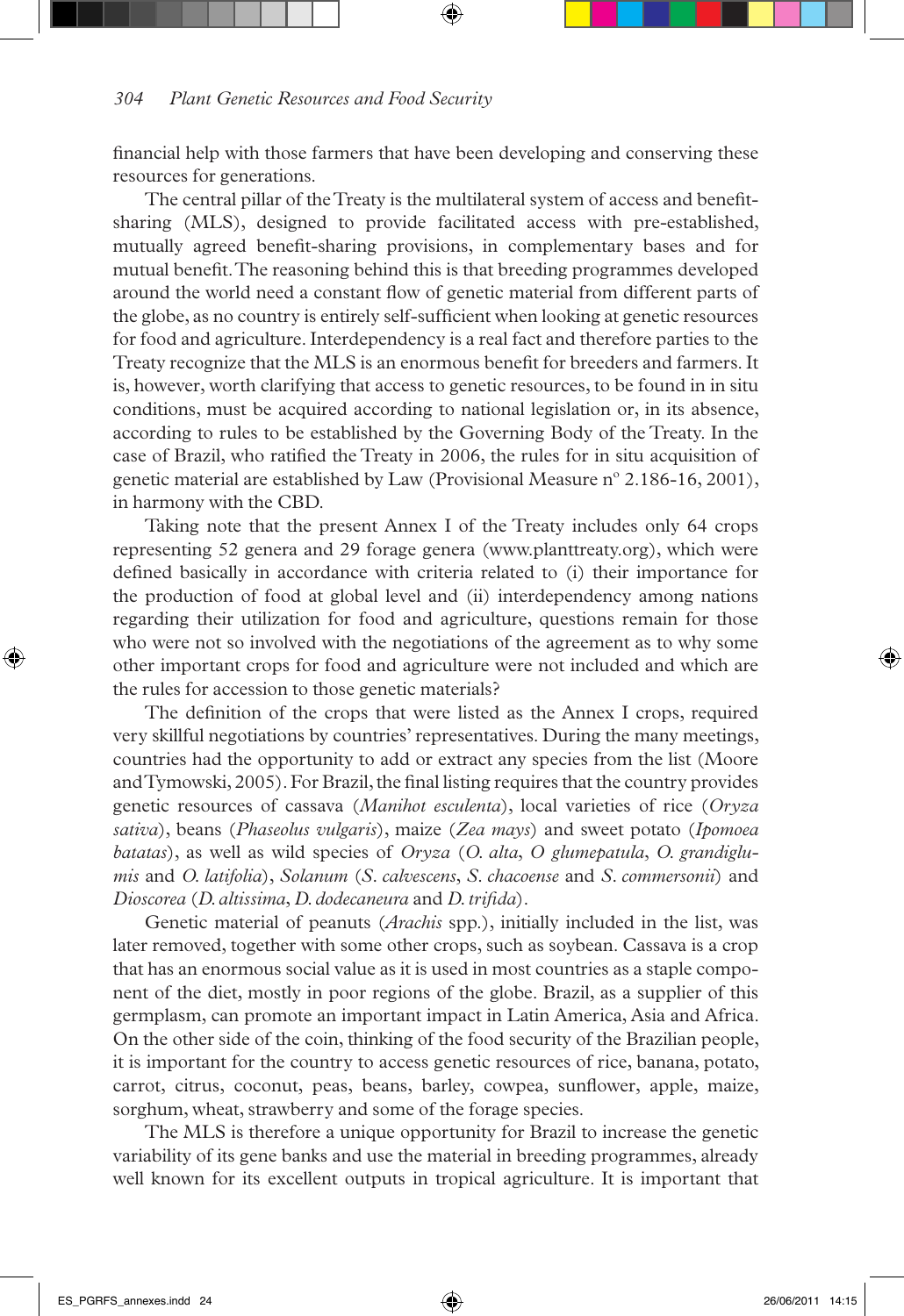financial help with those farmers that have been developing and conserving these resources for generations.

The central pillar of the Treaty is the multilateral system of access and benefit-sharing (MLS), designed to provide facilitated access with pre-established, mutually agreed benefit-sharing provisions, in complementary bases and for mutual benefit. The reasoning behind this is that breeding programmes developed around the world need a constant flow of genetic material from different parts of the globe, as no country is entirely self-sufficient when looking at genetic resources for food and agriculture. Interdependency is a real fact and therefore parties to the Treaty recognize that the MLS is an enormous benefit for breeders and farmers. It is, however, worth clarifying that access to genetic resources, to be found in in situ conditions, must be acquired according to national legislation or, in its absence, according to rules to be established by the Governing Body of the Treaty. In the case of Brazil, who ratified the Treaty in 2006, the rules for in situ acquisition of genetic material are established by Law (Provisional Measure nº 2.186-16, 2001), in harmony with the CBD.

Taking note that the present Annex I of the Treaty includes only 64 crops representing 52 genera and 29 forage genera (www.planttreaty.org), which were defined basically in accordance with criteria related to (i) their importance for the production of food at global level and (ii) interdependency among nations regarding their utilization for food and agriculture, questions remain for those who were not so involved with the negotiations of the agreement as to why some other important crops for food and agriculture were not included and which are the rules for accession to those genetic materials?

The definition of the crops that were listed as the Annex I crops, required very skillful negotiations by countries' representatives. During the many meetings, countries had the opportunity to add or extract any species from the list (Moore and Tymowski, 2005). For Brazil, the final listing requires that the country provides genetic resources of cassava (*Manihot esculenta*), local varieties of rice (*Oryza sativa*), beans (*Phaseolus vulgaris*), maize (*Zea mays*) and sweet potato (*Ipomoea batatas*), as well as wild species of *Oryza* (*O. alta*, *O glumepatula*, *O. grandiglumis* and *O. latifolia*), *Solanum* (*S. calvescens*, *S. chacoense* and *S. commersonii*) and *Dioscorea* (*D. altissima*, *D. dodecaneura* and *D. trifida*).

Genetic material of peanuts (*Arachis* spp.), initially included in the list, was later removed, together with some other crops, such as soybean. Cassava is a crop that has an enormous social value as it is used in most countries as a staple component of the diet, mostly in poor regions of the globe. Brazil, as a supplier of this germplasm, can promote an important impact in Latin America, Asia and Africa. On the other side of the coin, thinking of the food security of the Brazilian people, it is important for the country to access genetic resources of rice, banana, potato, carrot, citrus, coconut, peas, beans, barley, cowpea, sunflower, apple, maize, sorghum, wheat, strawberry and some of the forage species.

The MLS is therefore a unique opportunity for Brazil to increase the genetic variability of its gene banks and use the material in breeding programmes, already well known for its excellent outputs in tropical agriculture. It is important that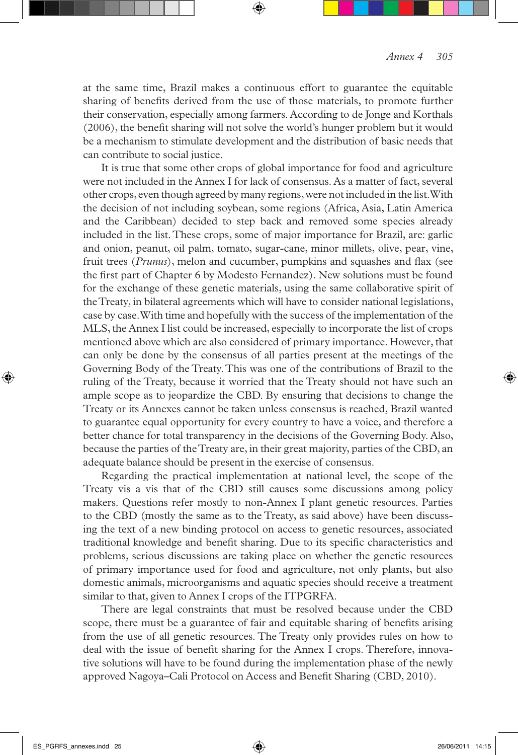at the same time, Brazil makes a continuous effort to guarantee the equitable sharing of benefits derived from the use of those materials, to promote further their conservation, especially among farmers. According to de Jonge and Korthals (2006), the benefit sharing will not solve the world's hunger problem but it would be a mechanism to stimulate development and the distribution of basic needs that can contribute to social justice.

It is true that some other crops of global importance for food and agriculture were not included in the Annex I for lack of consensus. As a matter of fact, several other crops, even though agreed by many regions, were not included in the list. With the decision of not including soybean, some regions (Africa, Asia, Latin America and the Caribbean) decided to step back and removed some species already included in the list. These crops, some of major importance for Brazil, are: garlic and onion, peanut, oil palm, tomato, sugar-cane, minor millets, olive, pear, vine, fruit trees (*Prunus*), melon and cucumber, pumpkins and squashes and flax (see the first part of Chapter 6 by Modesto Fernandez). New solutions must be found for the exchange of these genetic materials, using the same collaborative spirit of the Treaty, in bilateral agreements which will have to consider national legislations, case by case. With time and hopefully with the success of the implementation of the MLS, the Annex I list could be increased, especially to incorporate the list of crops mentioned above which are also considered of primary importance. However, that can only be done by the consensus of all parties present at the meetings of the Governing Body of the Treaty. This was one of the contributions of Brazil to the ruling of the Treaty, because it worried that the Treaty should not have such an ample scope as to jeopardize the CBD. By ensuring that decisions to change the Treaty or its Annexes cannot be taken unless consensus is reached, Brazil wanted to guarantee equal opportunity for every country to have a voice, and therefore a better chance for total transparency in the decisions of the Governing Body. Also, because the parties of the Treaty are, in their great majority, parties of the CBD, an adequate balance should be present in the exercise of consensus.

Regarding the practical implementation at national level, the scope of the Treaty vis a vis that of the CBD still causes some discussions among policy makers. Questions refer mostly to non-Annex I plant genetic resources. Parties to the CBD (mostly the same as to the Treaty, as said above) have been discussing the text of a new binding protocol on access to genetic resources, associated traditional knowledge and benefit sharing. Due to its specific characteristics and problems, serious discussions are taking place on whether the genetic resources of primary importance used for food and agriculture, not only plants, but also domestic animals, microorganisms and aquatic species should receive a treatment similar to that, given to Annex I crops of the ITPGRFA.

There are legal constraints that must be resolved because under the CBD scope, there must be a guarantee of fair and equitable sharing of benefits arising from the use of all genetic resources. The Treaty only provides rules on how to deal with the issue of benefit sharing for the Annex I crops. Therefore, innovative solutions will have to be found during the implementation phase of the newly approved Nagoya–Cali Protocol on Access and Benefit Sharing (CBD, 2010).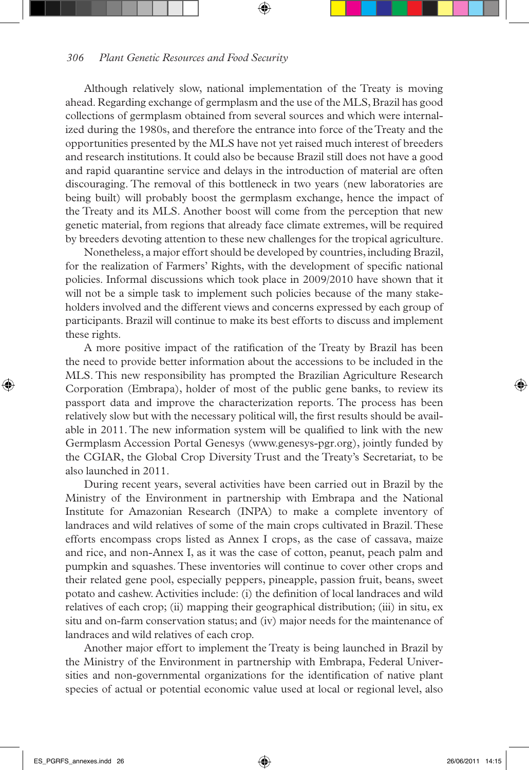Although relatively slow, national implementation of the Treaty is moving ahead. Regarding exchange of germplasm and the use of the MLS, Brazil has good collections of germplasm obtained from several sources and which were internalized during the 1980s, and therefore the entrance into force of the Treaty and the opportunities presented by the MLS have not yet raised much interest of breeders and research institutions. It could also be because Brazil still does not have a good and rapid quarantine service and delays in the introduction of material are often discouraging. The removal of this bottleneck in two years (new laboratories are being built) will probably boost the germplasm exchange, hence the impact of the Treaty and its MLS. Another boost will come from the perception that new genetic material, from regions that already face climate extremes, will be required by breeders devoting attention to these new challenges for the tropical agriculture.

Nonetheless, a major effort should be developed by countries, including Brazil, for the realization of Farmers' Rights, with the development of specific national policies. Informal discussions which took place in 2009/2010 have shown that it will not be a simple task to implement such policies because of the many stakeholders involved and the different views and concerns expressed by each group of participants. Brazil will continue to make its best efforts to discuss and implement these rights.

A more positive impact of the ratification of the Treaty by Brazil has been the need to provide better information about the accessions to be included in the MLS. This new responsibility has prompted the Brazilian Agriculture Research Corporation (Embrapa), holder of most of the public gene banks, to review its passport data and improve the characterization reports. The process has been relatively slow but with the necessary political will, the first results should be available in 2011. The new information system will be qualified to link with the new Germplasm Accession Portal Genesys (www.genesys-pgr.org), jointly funded by the CGIAR, the Global Crop Diversity Trust and the Treaty's Secretariat, to be also launched in 2011.

During recent years, several activities have been carried out in Brazil by the Ministry of the Environment in partnership with Embrapa and the National Institute for Amazonian Research (INPA) to make a complete inventory of landraces and wild relatives of some of the main crops cultivated in Brazil. These efforts encompass crops listed as Annex I crops, as the case of cassava, maize and rice, and non-Annex I, as it was the case of cotton, peanut, peach palm and pumpkin and squashes. These inventories will continue to cover other crops and their related gene pool, especially peppers, pineapple, passion fruit, beans, sweet potato and cashew. Activities include: (i) the definition of local landraces and wild relatives of each crop; (ii) mapping their geographical distribution; (iii) in situ, ex situ and on-farm conservation status; and (iv) major needs for the maintenance of landraces and wild relatives of each crop.

Another major effort to implement the Treaty is being launched in Brazil by the Ministry of the Environment in partnership with Embrapa, Federal Universities and non-governmental organizations for the identification of native plant species of actual or potential economic value used at local or regional level, also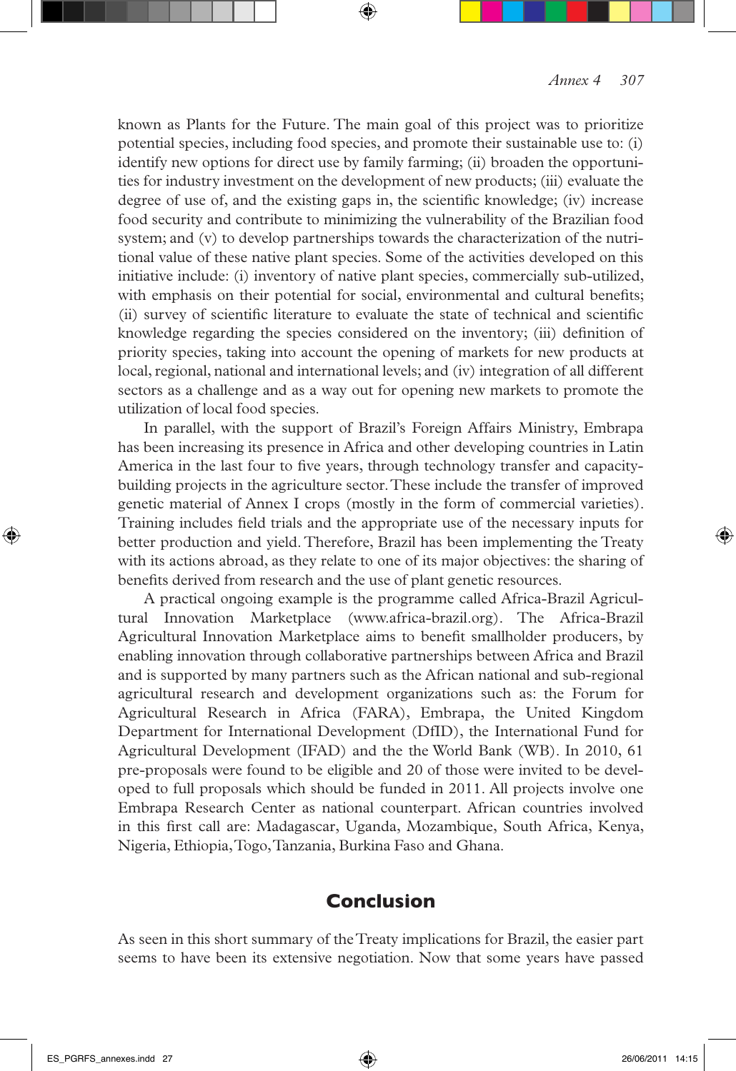known as Plants for the Future. The main goal of this project was to prioritize potential species, including food species, and promote their sustainable use to: (i) identify new options for direct use by family farming; (ii) broaden the opportunities for industry investment on the development of new products; (iii) evaluate the degree of use of, and the existing gaps in, the scientific knowledge; (iv) increase food security and contribute to minimizing the vulnerability of the Brazilian food system; and (v) to develop partnerships towards the characterization of the nutritional value of these native plant species. Some of the activities developed on this initiative include: (i) inventory of native plant species, commercially sub-utilized, with emphasis on their potential for social, environmental and cultural benefits; (ii) survey of scientific literature to evaluate the state of technical and scientific knowledge regarding the species considered on the inventory; (iii) definition of priority species, taking into account the opening of markets for new products at local, regional, national and international levels; and (iv) integration of all different sectors as a challenge and as a way out for opening new markets to promote the utilization of local food species.

In parallel, with the support of Brazil's Foreign Affairs Ministry, Embrapa has been increasing its presence in Africa and other developing countries in Latin America in the last four to five years, through technology transfer and capacity-building projects in the agriculture sector. These include the transfer of improved genetic material of Annex I crops (mostly in the form of commercial varieties). Training includes field trials and the appropriate use of the necessary inputs for better production and yield. Therefore, Brazil has been implementing the Treaty with its actions abroad, as they relate to one of its major objectives: the sharing of benefits derived from research and the use of plant genetic resources.

A practical ongoing example is the programme called Africa-Brazil Agricultural Innovation Marketplace (www.africa-brazil.org). The Africa-Brazil Agricultural Innovation Marketplace aims to benefit smallholder producers, by enabling innovation through collaborative partnerships between Africa and Brazil and is supported by many partners such as the African national and sub-regional agricultural research and development organizations such as: the Forum for Agricultural Research in Africa (FARA), Embrapa, the United Kingdom Department for International Development (DfID), the International Fund for Agricultural Development (IFAD) and the the World Bank (WB). In 2010, 61 pre-proposals were found to be eligible and 20 of those were invited to be developed to full proposals which should be funded in 2011. All projects involve one Embrapa Research Center as national counterpart. African countries involved in this first call are: Madagascar, Uganda, Mozambique, South Africa, Kenya, Nigeria, Ethiopia, Togo, Tanzania, Burkina Faso and Ghana.

## Conclusion

As seen in this short summary of the Treaty implications for Brazil, the easier part seems to have been its extensive negotiation. Now that some years have passed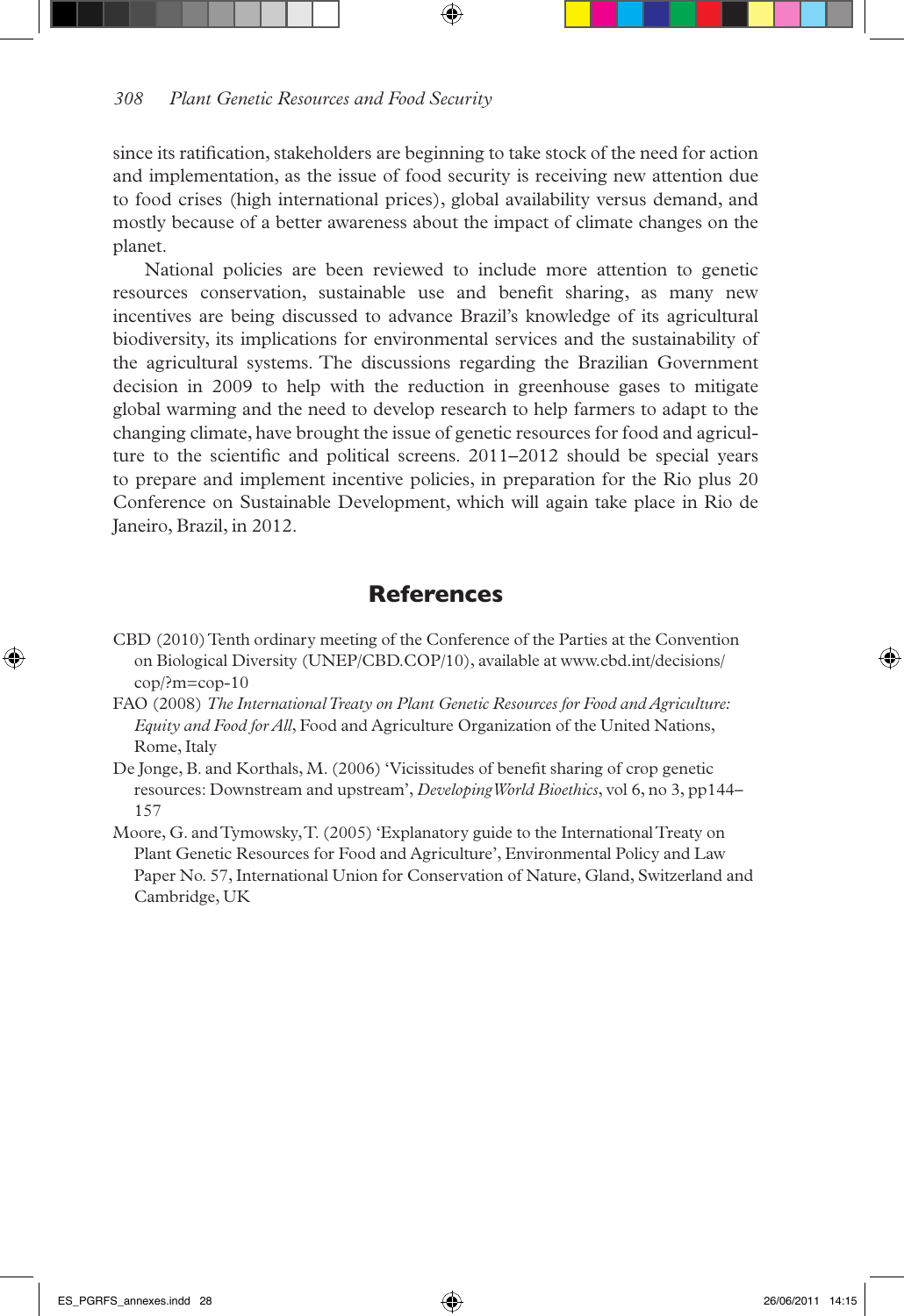since its ratification, stakeholders are beginning to take stock of the need for action and implementation, as the issue of food security is receiving new attention due to food crises (high international prices), global availability versus demand, and mostly because of a better awareness about the impact of climate changes on the planet.

National policies are been reviewed to include more attention to genetic resources conservation, sustainable use and benefit sharing, as many new incentives are being discussed to advance Brazil's knowledge of its agricultural biodiversity, its implications for environmental services and the sustainability of the agricultural systems. The discussions regarding the Brazilian Government decision in 2009 to help with the reduction in greenhouse gases to mitigate global warming and the need to develop research to help farmers to adapt to the changing climate, have brought the issue of genetic resources for food and agriculture to the scientific and political screens. 2011–2012 should be special years to prepare and implement incentive policies, in preparation for the Rio plus 20 Conference on Sustainable Development, which will again take place in Rio de Janeiro, Brazil, in 2012.

## References

CBD (2010) Tenth ordinary meeting of the Conference of the Parties at the Convention on Biological Diversity (UNEP/CBD.COP/10), available at www.cbd.int/decisions/cop/?m=cop-10

FAO (2008) *The International Treaty on Plant Genetic Resources for Food and Agriculture: Equity and Food for All*, Food and Agriculture Organization of the United Nations, Rome, Italy

De Jonge, B. and Korthals, M. (2006) 'Vicissitudes of benefit sharing of crop genetic resources: Downstream and upstream', *Developing World Bioethics*, vol 6, no 3, pp144–157

Moore, G. and Tymowsky, T. (2005) 'Explanatory guide to the International Treaty on Plant Genetic Resources for Food and Agriculture', Environmental Policy and Law Paper No. 57, International Union for Conservation of Nature, Gland, Switzerland and Cambridge, UK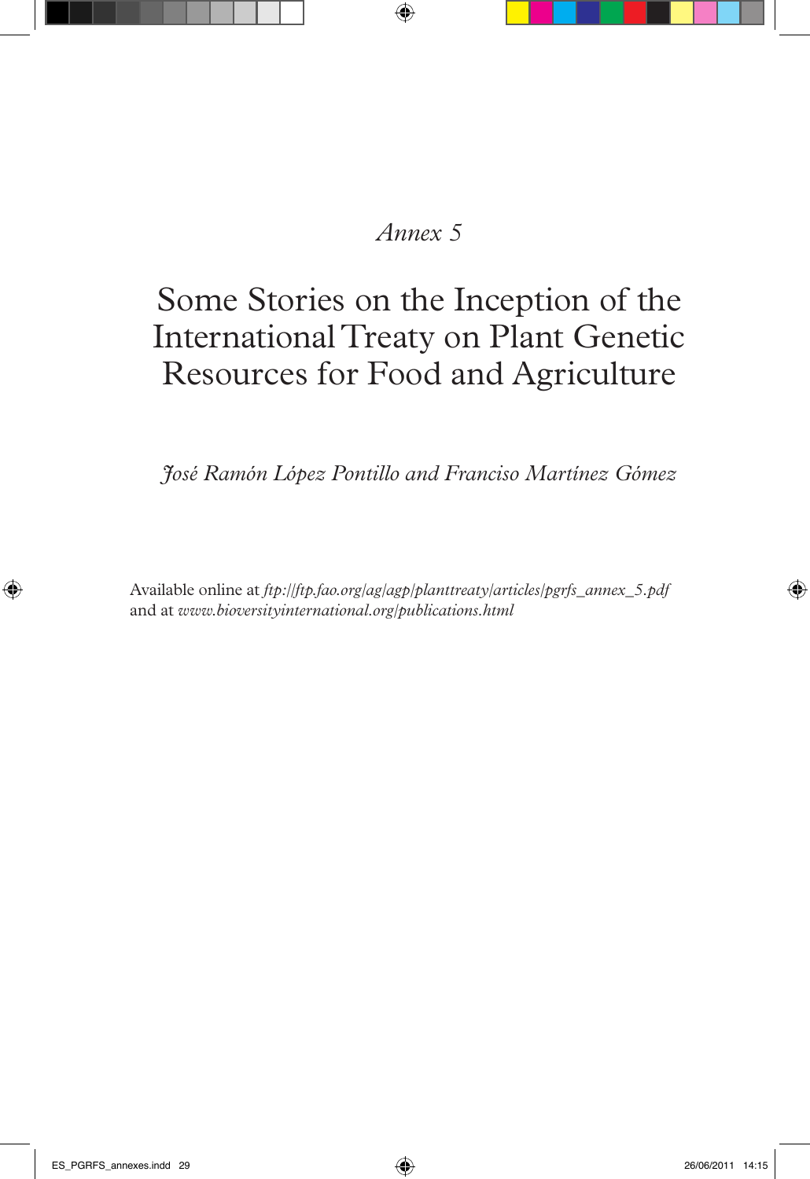*Annex 5*

# Some Stories on the Inception of the International Treaty on Plant Genetic Resources for Food and Agriculture

*José Ramón López Pontillo and Francisco Martínez Gómez*

Available online at *ftp://ftp.fao.org/ag/agp/planttreaty/articles/pgrfs_annex_5.pdf* and at *www.bioversityinternational.org/publications.html*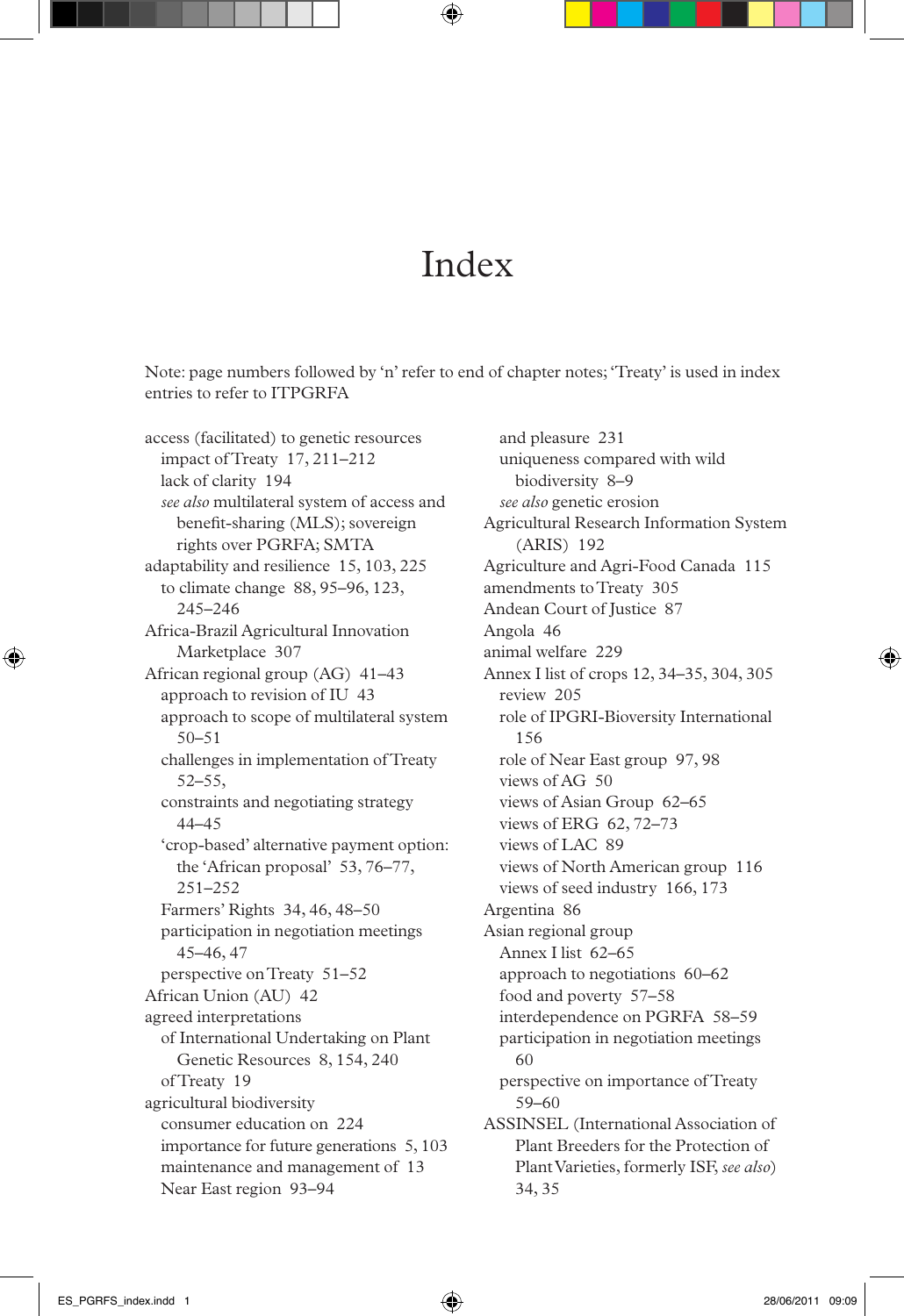# Index

Note: page numbers followed by 'n' refer to end of chapter notes; 'Treaty' is used in index entries to refer to ITPGRFA

access (facilitated) to genetic resources
- impact of Treaty 17, 211–212
- lack of clarity 194
- *see also* multilateral system of access and benefit-sharing (MLS); sovereign rights over PGRFA; SMTA

adaptability and resilience 15, 103, 225
- to climate change 88, 95–96, 123, 245–246

Africa-Brazil Agricultural Innovation Marketplace 307

African regional group (AG) 41–43
- approach to revision of IU 43
- approach to scope of multilateral system 50–51
- challenges in implementation of Treaty 52–55,
- constraints and negotiating strategy 44–45
- 'crop-based' alternative payment option: the 'African proposal' 53, 76–77, 251–252
- Farmers' Rights 34, 46, 48–50
- participation in negotiation meetings 45–46, 47
- perspective on Treaty 51–52

African Union (AU) 42

agreed interpretations
- of International Undertaking on Plant Genetic Resources 8, 154, 240
- of Treaty 19

agricultural biodiversity
- consumer education on 224
- importance for future generations 5, 103
- maintenance and management of 13
- Near East region 93–94
- and pleasure 231
- uniqueness compared with wild biodiversity 8–9
- *see also* genetic erosion

Agricultural Research Information System (ARIS) 192

Agriculture and Agri-Food Canada 115

amendments to Treaty 305

Andean Court of Justice 87

Angola 46

animal welfare 229

Annex I list of crops 12, 34–35, 304, 305
- review 205
- role of IPGRI-Bioversity International 156
- role of Near East group 97, 98
- views of AG 50
- views of Asian Group 62–65
- views of ERG 62, 72–73
- views of LAC 89
- views of North American group 116
- views of seed industry 166, 173

Argentina 86

Asian regional group
- Annex I list 62–65
- approach to negotiations 60–62
- food and poverty 57–58
- interdependence on PGRFA 58–59
- participation in negotiation meetings 60
- perspective on importance of Treaty 59–60

ASSINSEL (International Association of Plant Breeders for the Protection of Plant Varieties, formerly ISF, *see also*) 34, 35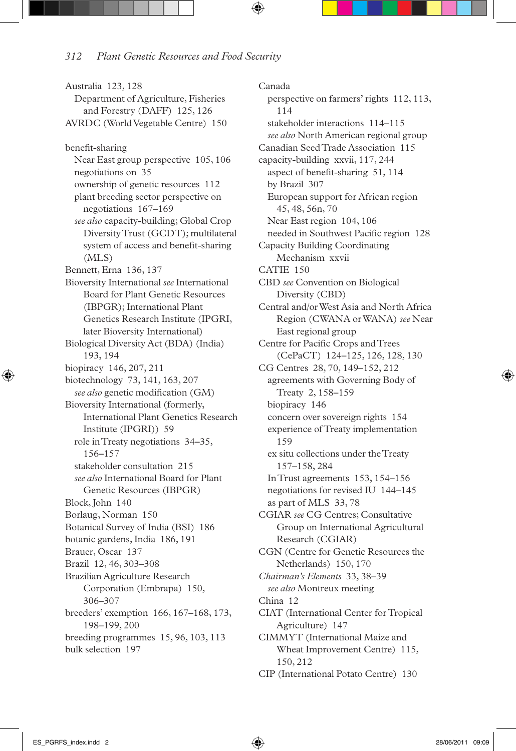Australia 123, 128
  Department of Agriculture, Fisheries and Forestry (DAFF) 125, 126
AVRDC (World Vegetable Centre) 150

benefit-sharing
  Near East group perspective 105, 106
  negotiations on 35
  ownership of genetic resources 112
  plant breeding sector perspective on negotiations 167–169
  *see also* capacity-building; Global Crop Diversity Trust (GCDT); multilateral system of access and benefit-sharing (MLS)
Bennett, Erna 136, 137
Bioversity International *see* International Board for Plant Genetic Resources (IBPGR); International Plant Genetics Research Institute (IPGRI, later Bioversity International)
Biological Diversity Act (BDA) (India) 193, 194
biopiracy 146, 207, 211
biotechnology 73, 141, 163, 207
  *see also* genetic modification (GM)
Bioversity International (formerly, International Plant Genetics Research Institute (IPGRI)) 59
  role in Treaty negotiations 34–35, 156–157
  stakeholder consultation 215
  *see also* International Board for Plant Genetic Resources (IBPGR)
Block, John 140
Borlaug, Norman 150
Botanical Survey of India (BSI) 186
botanic gardens, India 186, 191
Brauer, Oscar 137
Brazil 12, 46, 303–308
Brazilian Agriculture Research Corporation (Embrapa) 150, 306–307
breeders' exemption 166, 167–168, 173, 198–199, 200
breeding programmes 15, 96, 103, 113
bulk selection 197

Canada
  perspective on farmers' rights 112, 113, 114
  stakeholder interactions 114–115
  *see also* North American regional group
Canadian Seed Trade Association 115
capacity-building xxvii, 117, 244
  aspect of benefit-sharing 51, 114
  by Brazil 307
  European support for African region 45, 48, 56n, 70
  Near East region 104, 106
  needed in Southwest Pacific region 128
Capacity Building Coordinating Mechanism xxvii
CATIE 150
CBD *see* Convention on Biological Diversity (CBD)
Central and/or West Asia and North Africa Region (CWANA or WANA) *see* Near East regional group
Centre for Pacific Crops and Trees (CePaCT) 124–125, 126, 128, 130
CG Centres 28, 70, 149–152, 212
  agreements with Governing Body of Treaty 2, 158–159
  biopiracy 146
  concern over sovereign rights 154
  experience of Treaty implementation 159
  ex situ collections under the Treaty 157–158, 284
  In Trust agreements 153, 154–156
  negotiations for revised IU 144–145
  as part of MLS 33, 78
CGIAR *see* CG Centres; Consultative Group on International Agricultural Research (CGIAR)
CGN (Centre for Genetic Resources the Netherlands) 150, 170
*Chairman's Elements* 33, 38–39
  *see also* Montreux meeting
China 12
CIAT (International Center for Tropical Agriculture) 147
CIMMYT (International Maize and Wheat Improvement Centre) 115, 150, 212
CIP (International Potato Centre) 130